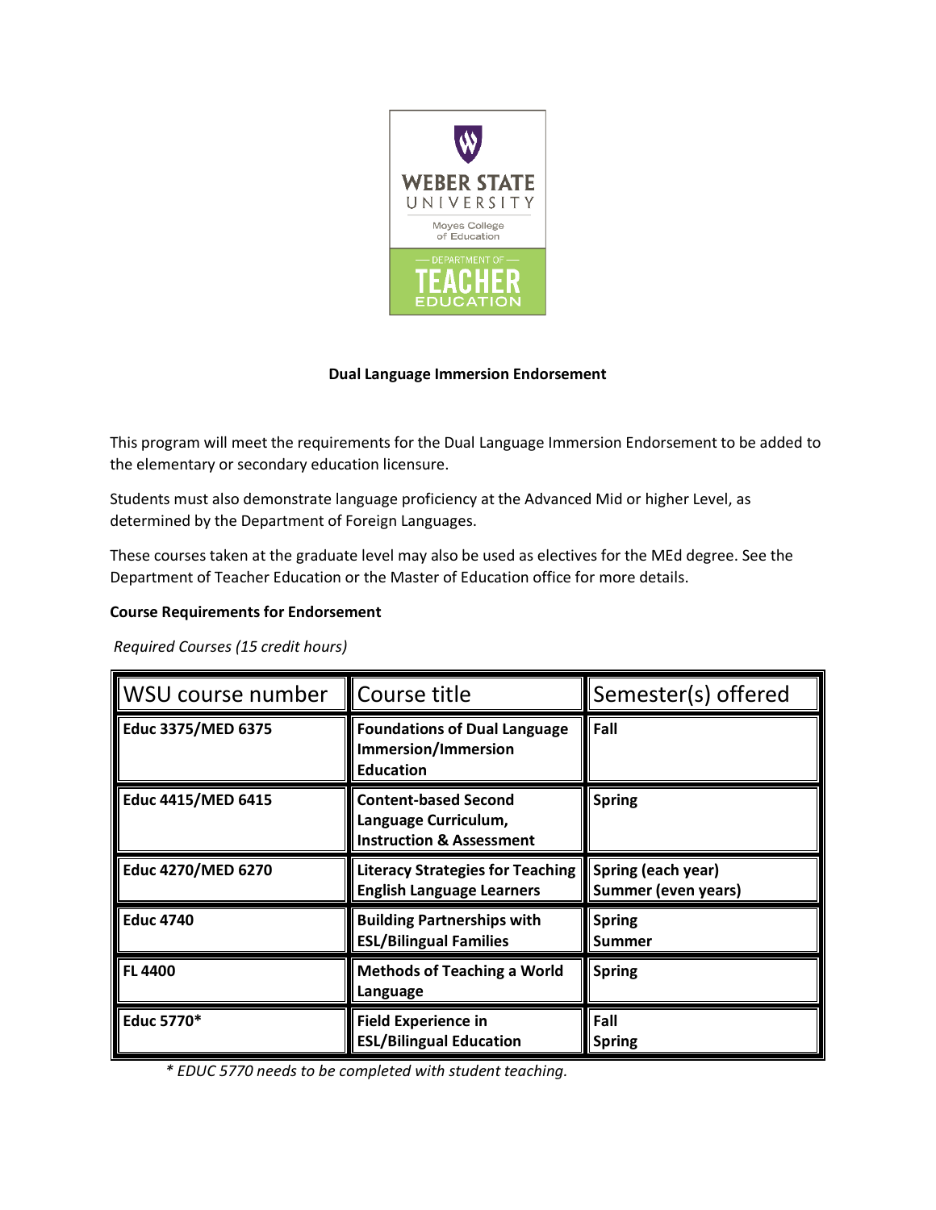WEBER STATE UNIVERSITY

Moyes College of Education

DEPARTMENT OF TEACHER EDUCATION

# Dual Language Immersion Endorsement

This program will meet the requirements for the Dual Language Immersion Endorsement to be added to the elementary or secondary education licensure.

Students must also demonstrate language proficiency at the Advanced Mid or higher Level, as determined by the Department of Foreign Languages.

These courses taken at the graduate level may also be used as electives for the MEd degree. See the Department of Teacher Education or the Master of Education office for more details.

**Course Requirements for Endorsement**

*Required Courses (15 credit hours)*

| WSU course number | Course title | Semester(s) offered |
|---|---|---|
| **Educ 3375/MED 6375** | **Foundations of Dual Language Immersion/Immersion Education** | **Fall** |
| **Educ 4415/MED 6415** | **Content-based Second Language Curriculum, Instruction & Assessment** | **Spring** |
| **Educ 4270/MED 6270** | **Literacy Strategies for Teaching English Language Learners** | **Spring (each year) Summer (even years)** |
| **Educ 4740** | **Building Partnerships with ESL/Bilingual Families** | **Spring Summer** |
| **FL 4400** | **Methods of Teaching a World Language** | **Spring** |
| **Educ 5770*** | **Field Experience in ESL/Bilingual Education** | **Fall Spring** |

*\* EDUC 5770 needs to be completed with student teaching.*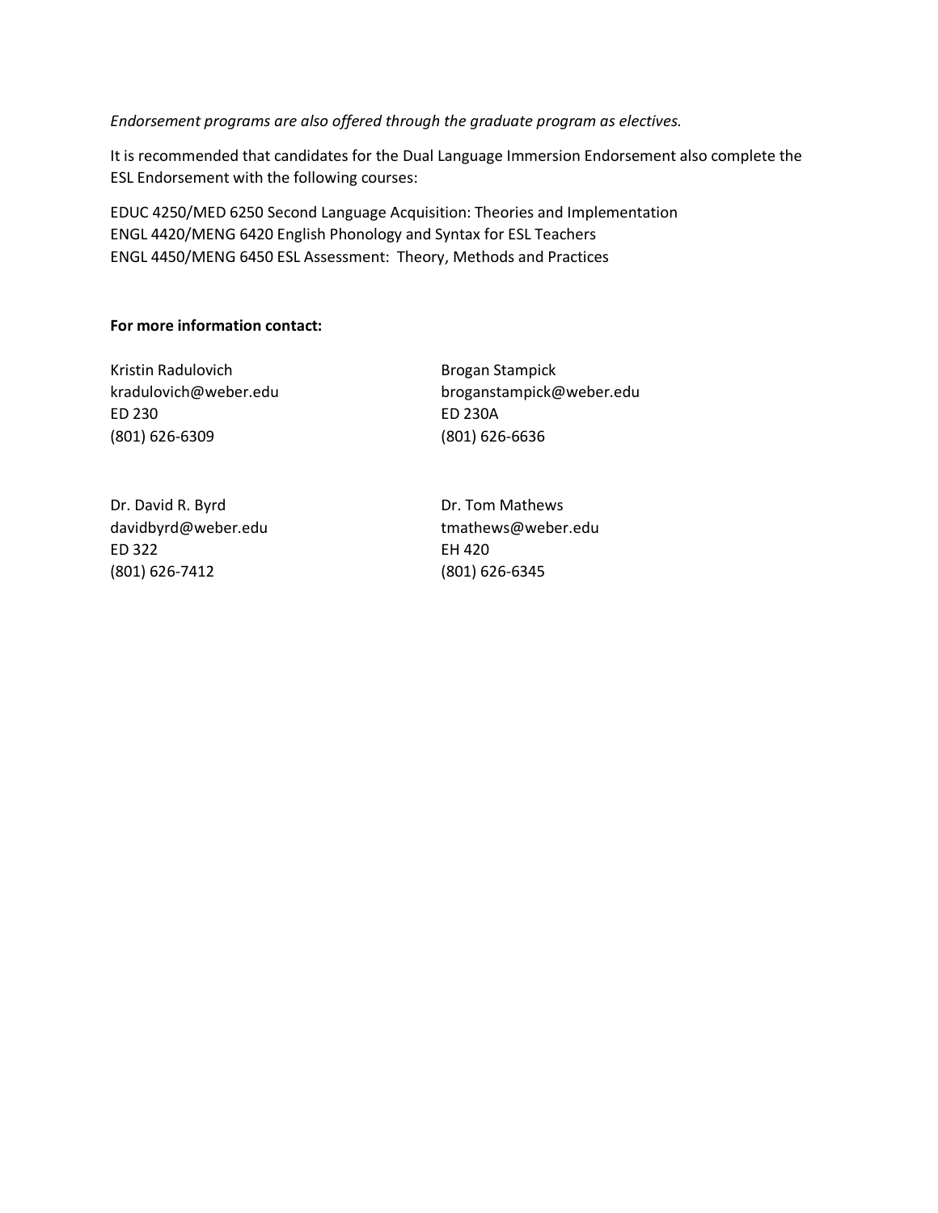*Endorsement programs are also offered through the graduate program as electives.*

It is recommended that candidates for the Dual Language Immersion Endorsement also complete the ESL Endorsement with the following courses:

EDUC 4250/MED 6250 Second Language Acquisition: Theories and Implementation
ENGL 4420/MENG 6420 English Phonology and Syntax for ESL Teachers
ENGL 4450/MENG 6450 ESL Assessment: Theory, Methods and Practices

**For more information contact:**

Kristin Radulovich
kradulovich@weber.edu
ED 230
(801) 626-6309

Brogan Stampick
broganstampick@weber.edu
ED 230A
(801) 626-6636

Dr. David R. Byrd
davidbyrd@weber.edu
ED 322
(801) 626-7412

Dr. Tom Mathews
tmathews@weber.edu
EH 420
(801) 626-6345